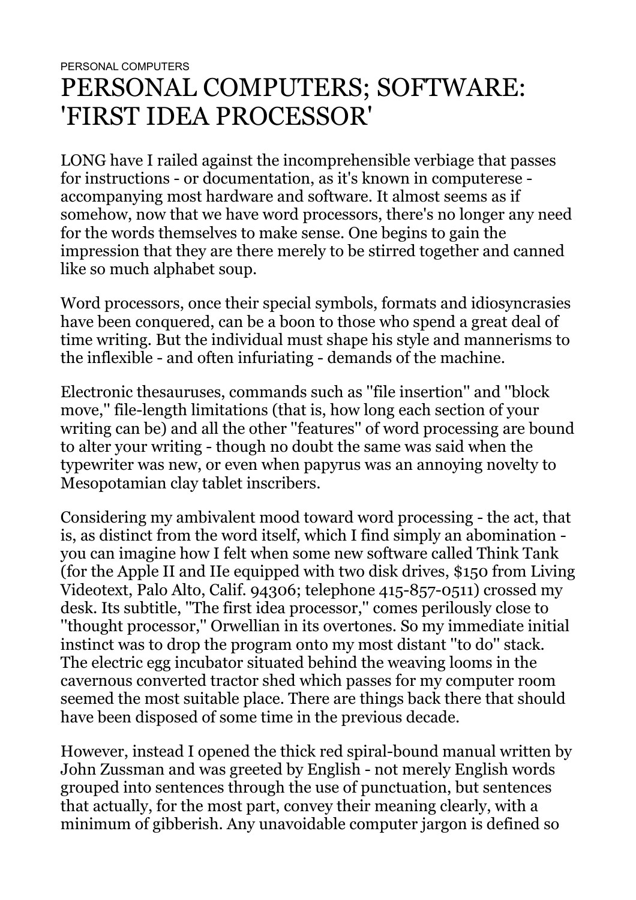PERSONAL COMPUTERS

# PERSONAL COMPUTERS; SOFTWARE: 'FIRST IDEA PROCESSOR'

LONG have I railed against the incomprehensible verbiage that passes for instructions - or documentation, as it's known in computerese - accompanying most hardware and software. It almost seems as if somehow, now that we have word processors, there's no longer any need for the words themselves to make sense. One begins to gain the impression that they are there merely to be stirred together and canned like so much alphabet soup.

Word processors, once their special symbols, formats and idiosyncrasies have been conquered, can be a boon to those who spend a great deal of time writing. But the individual must shape his style and mannerisms to the inflexible - and often infuriating - demands of the machine.

Electronic thesauruses, commands such as ''file insertion'' and ''block move,'' file-length limitations (that is, how long each section of your writing can be) and all the other ''features'' of word processing are bound to alter your writing - though no doubt the same was said when the typewriter was new, or even when papyrus was an annoying novelty to Mesopotamian clay tablet inscribers.

Considering my ambivalent mood toward word processing - the act, that is, as distinct from the word itself, which I find simply an abomination - you can imagine how I felt when some new software called Think Tank (for the Apple II and IIe equipped with two disk drives, $150 from Living Videotext, Palo Alto, Calif. 94306; telephone 415-857-0511) crossed my desk. Its subtitle, ''The first idea processor,'' comes perilously close to ''thought processor,'' Orwellian in its overtones. So my immediate initial instinct was to drop the program onto my most distant ''to do'' stack. The electric egg incubator situated behind the weaving looms in the cavernous converted tractor shed which passes for my computer room seemed the most suitable place. There are things back there that should have been disposed of some time in the previous decade.

However, instead I opened the thick red spiral-bound manual written by John Zussman and was greeted by English - not merely English words grouped into sentences through the use of punctuation, but sentences that actually, for the most part, convey their meaning clearly, with a minimum of gibberish. Any unavoidable computer jargon is defined so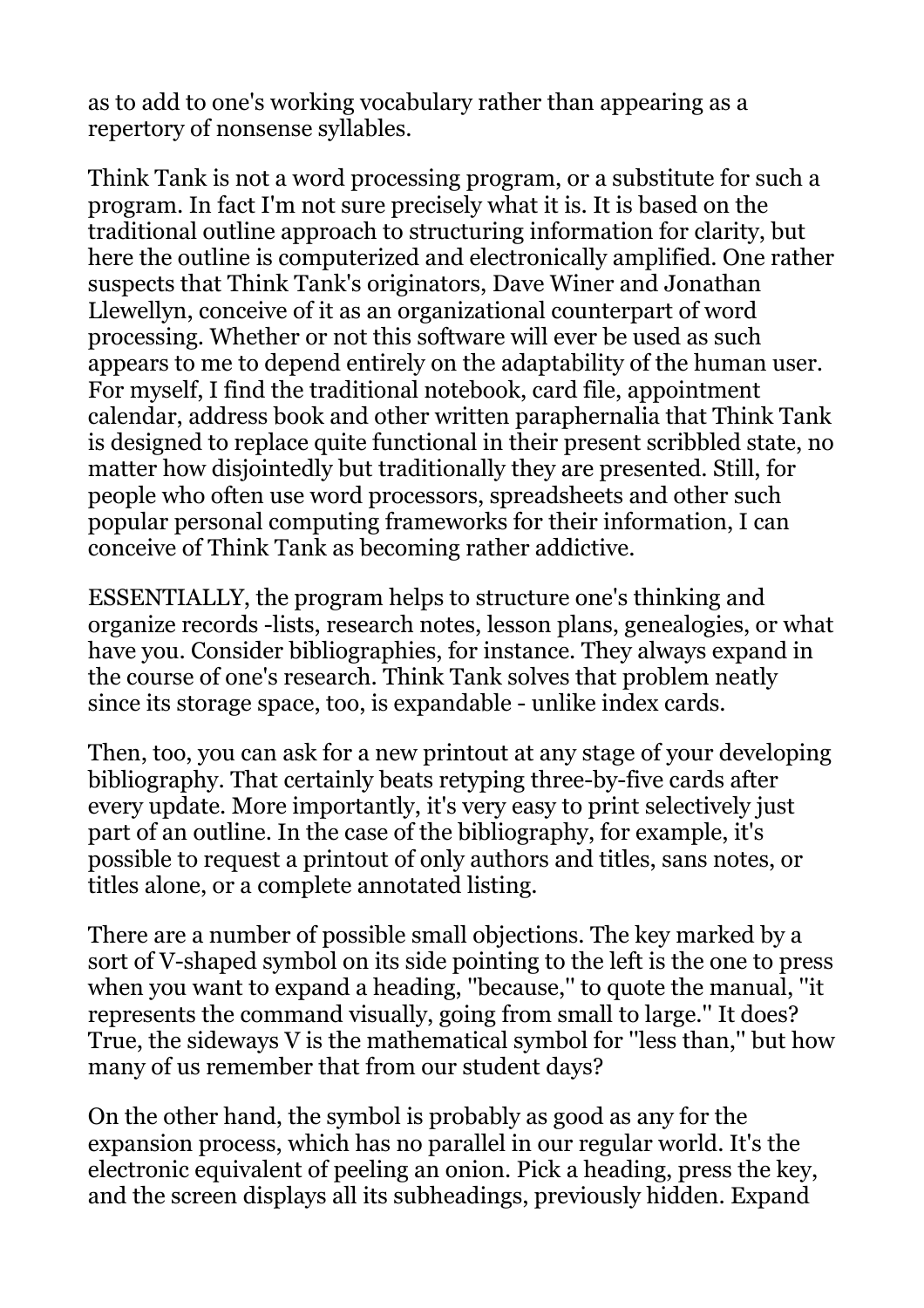as to add to one's working vocabulary rather than appearing as a repertory of nonsense syllables.

Think Tank is not a word processing program, or a substitute for such a program. In fact I'm not sure precisely what it is. It is based on the traditional outline approach to structuring information for clarity, but here the outline is computerized and electronically amplified. One rather suspects that Think Tank's originators, Dave Winer and Jonathan Llewellyn, conceive of it as an organizational counterpart of word processing. Whether or not this software will ever be used as such appears to me to depend entirely on the adaptability of the human user. For myself, I find the traditional notebook, card file, appointment calendar, address book and other written paraphernalia that Think Tank is designed to replace quite functional in their present scribbled state, no matter how disjointedly but traditionally they are presented. Still, for people who often use word processors, spreadsheets and other such popular personal computing frameworks for their information, I can conceive of Think Tank as becoming rather addictive.

ESSENTIALLY, the program helps to structure one's thinking and organize records -lists, research notes, lesson plans, genealogies, or what have you. Consider bibliographies, for instance. They always expand in the course of one's research. Think Tank solves that problem neatly since its storage space, too, is expandable - unlike index cards.

Then, too, you can ask for a new printout at any stage of your developing bibliography. That certainly beats retyping three-by-five cards after every update. More importantly, it's very easy to print selectively just part of an outline. In the case of the bibliography, for example, it's possible to request a printout of only authors and titles, sans notes, or titles alone, or a complete annotated listing.

There are a number of possible small objections. The key marked by a sort of V-shaped symbol on its side pointing to the left is the one to press when you want to expand a heading, ''because,'' to quote the manual, ''it represents the command visually, going from small to large.'' It does? True, the sideways V is the mathematical symbol for ''less than,'' but how many of us remember that from our student days?

On the other hand, the symbol is probably as good as any for the expansion process, which has no parallel in our regular world. It's the electronic equivalent of peeling an onion. Pick a heading, press the key, and the screen displays all its subheadings, previously hidden. Expand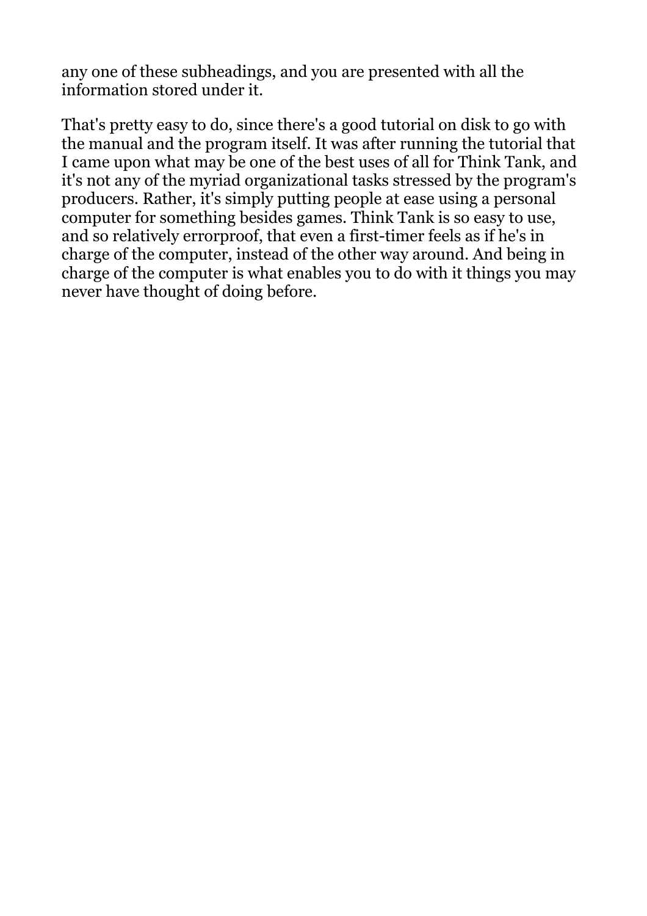any one of these subheadings, and you are presented with all the information stored under it.

That's pretty easy to do, since there's a good tutorial on disk to go with the manual and the program itself. It was after running the tutorial that I came upon what may be one of the best uses of all for Think Tank, and it's not any of the myriad organizational tasks stressed by the program's producers. Rather, it's simply putting people at ease using a personal computer for something besides games. Think Tank is so easy to use, and so relatively errorproof, that even a first-timer feels as if he's in charge of the computer, instead of the other way around. And being in charge of the computer is what enables you to do with it things you may never have thought of doing before.